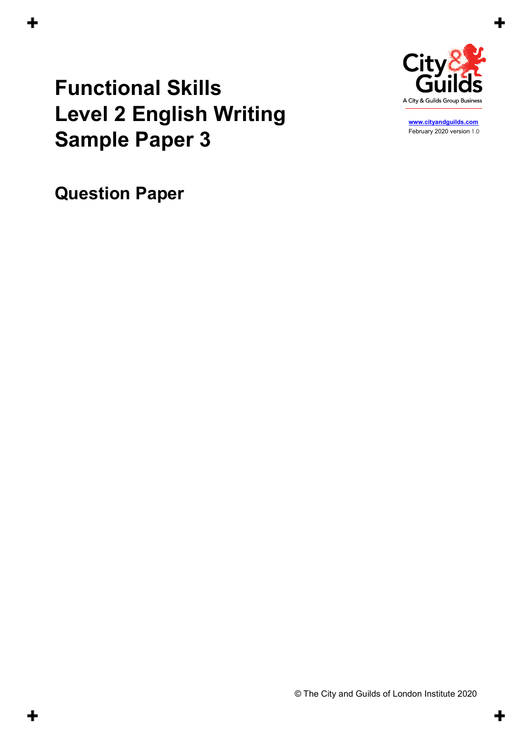# Functional Skills
# Level 2 English Writing
# Sample Paper 3

City & Guilds
A City & Guilds Group Business

www.cityandguilds.com
February 2020 version 1.0

## Question Paper

© The City and Guilds of London Institute 2020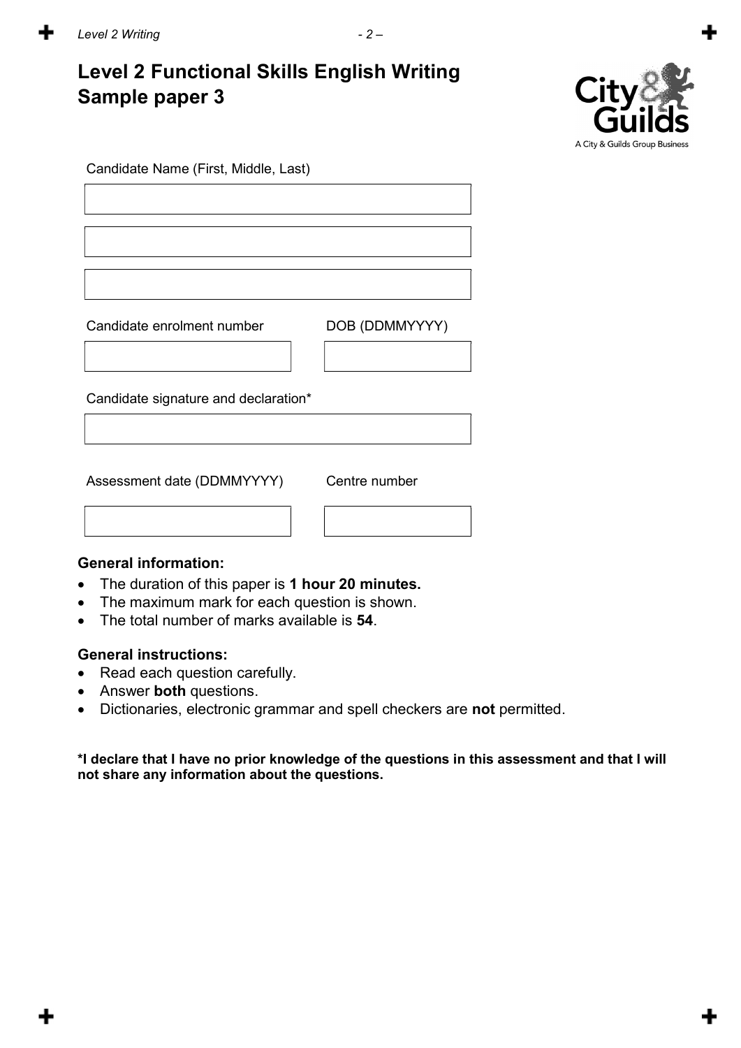# Level 2 Functional Skills English Writing Sample paper 3

Candidate Name (First, Middle, Last)

Candidate enrolment number

DOB (DDMMYYYY)

Candidate signature and declaration*

Assessment date (DDMMYYYY)

Centre number

### General information:

- The duration of this paper is **1 hour 20 minutes.**
- The maximum mark for each question is shown.
- The total number of marks available is **54**.

### General instructions:

- Read each question carefully.
- Answer **both** questions.
- Dictionaries, electronic grammar and spell checkers are **not** permitted.

**\*I declare that I have no prior knowledge of the questions in this assessment and that I will not share any information about the questions.**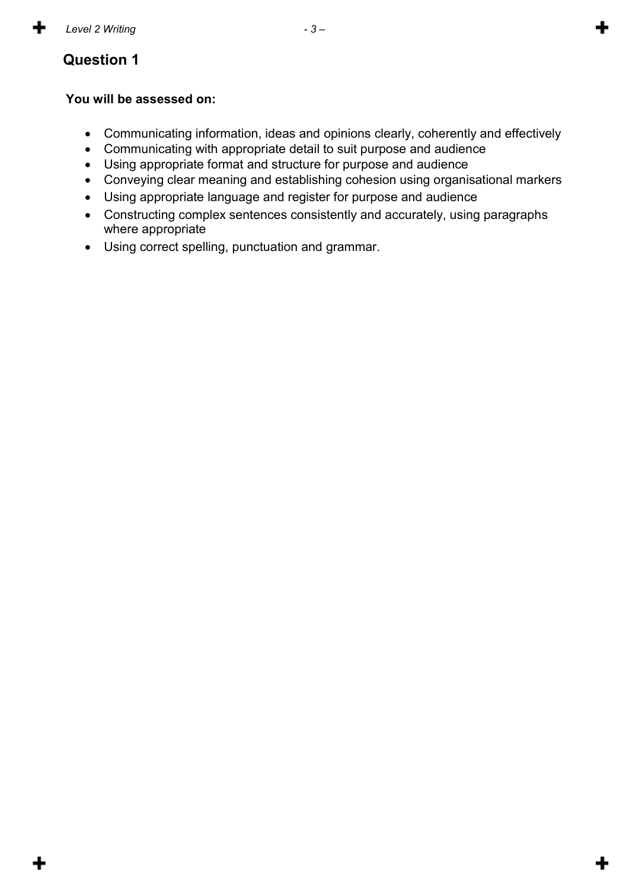## Question 1

**You will be assessed on:**

- Communicating information, ideas and opinions clearly, coherently and effectively
- Communicating with appropriate detail to suit purpose and audience
- Using appropriate format and structure for purpose and audience
- Conveying clear meaning and establishing cohesion using organisational markers
- Using appropriate language and register for purpose and audience
- Constructing complex sentences consistently and accurately, using paragraphs where appropriate
- Using correct spelling, punctuation and grammar.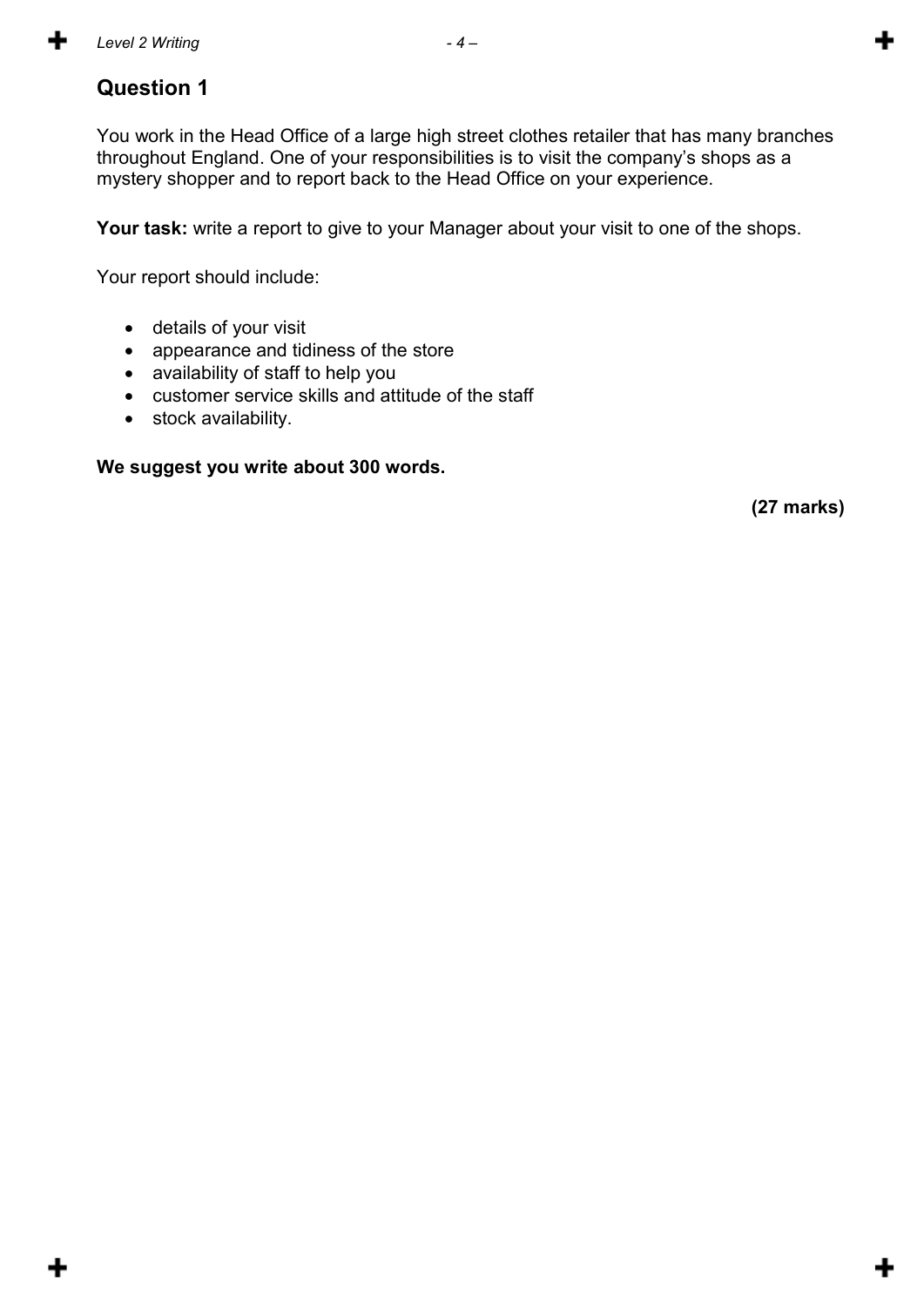## Question 1

You work in the Head Office of a large high street clothes retailer that has many branches throughout England. One of your responsibilities is to visit the company's shops as a mystery shopper and to report back to the Head Office on your experience.

**Your task:** write a report to give to your Manager about your visit to one of the shops.

Your report should include:

- details of your visit
- appearance and tidiness of the store
- availability of staff to help you
- customer service skills and attitude of the staff
- stock availability.

**We suggest you write about 300 words.**

**(27 marks)**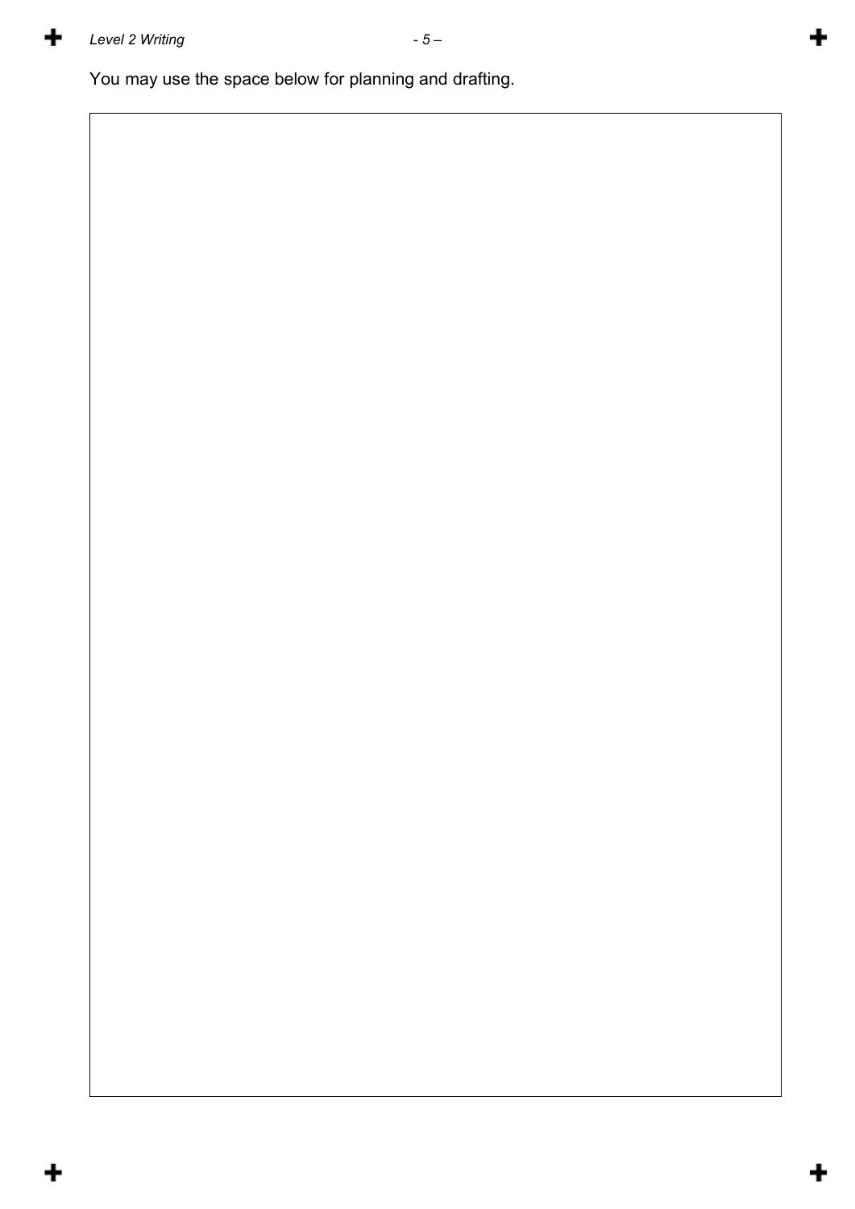You may use the space below for planning and drafting.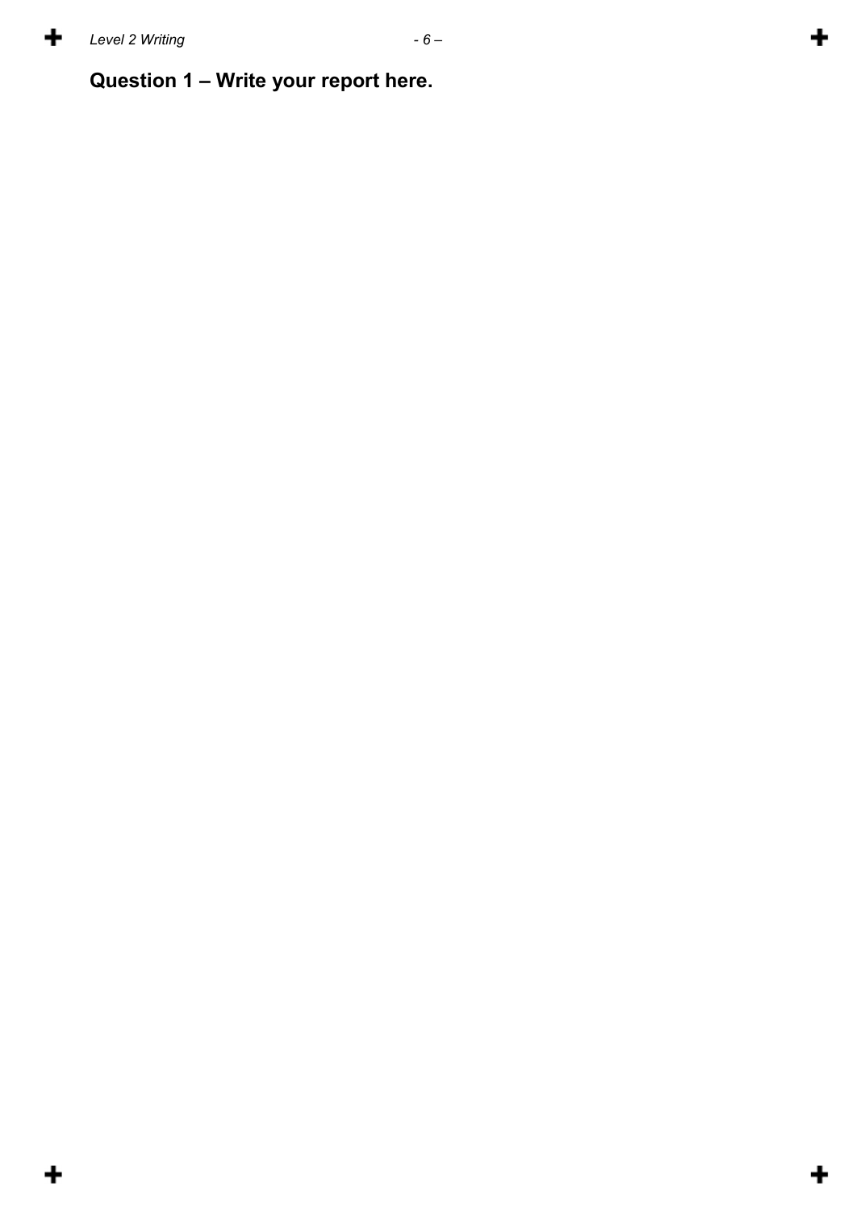**Question 1 – Write your report here.**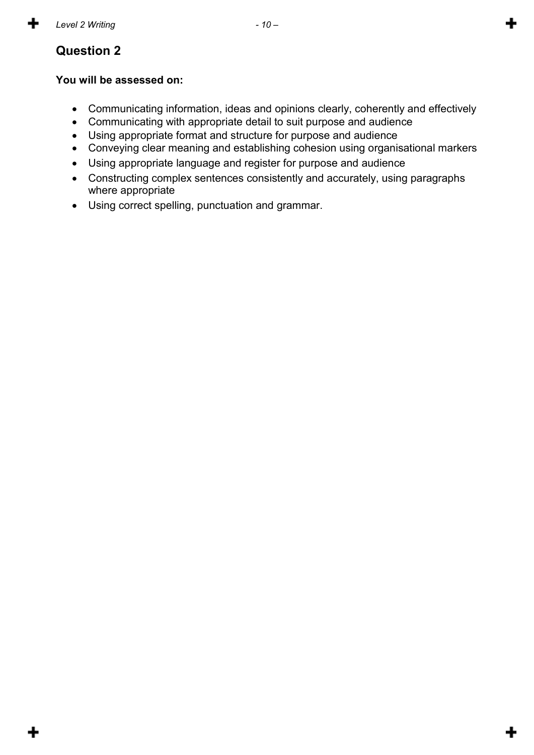## Question 2

**You will be assessed on:**

- Communicating information, ideas and opinions clearly, coherently and effectively
- Communicating with appropriate detail to suit purpose and audience
- Using appropriate format and structure for purpose and audience
- Conveying clear meaning and establishing cohesion using organisational markers
- Using appropriate language and register for purpose and audience
- Constructing complex sentences consistently and accurately, using paragraphs where appropriate
- Using correct spelling, punctuation and grammar.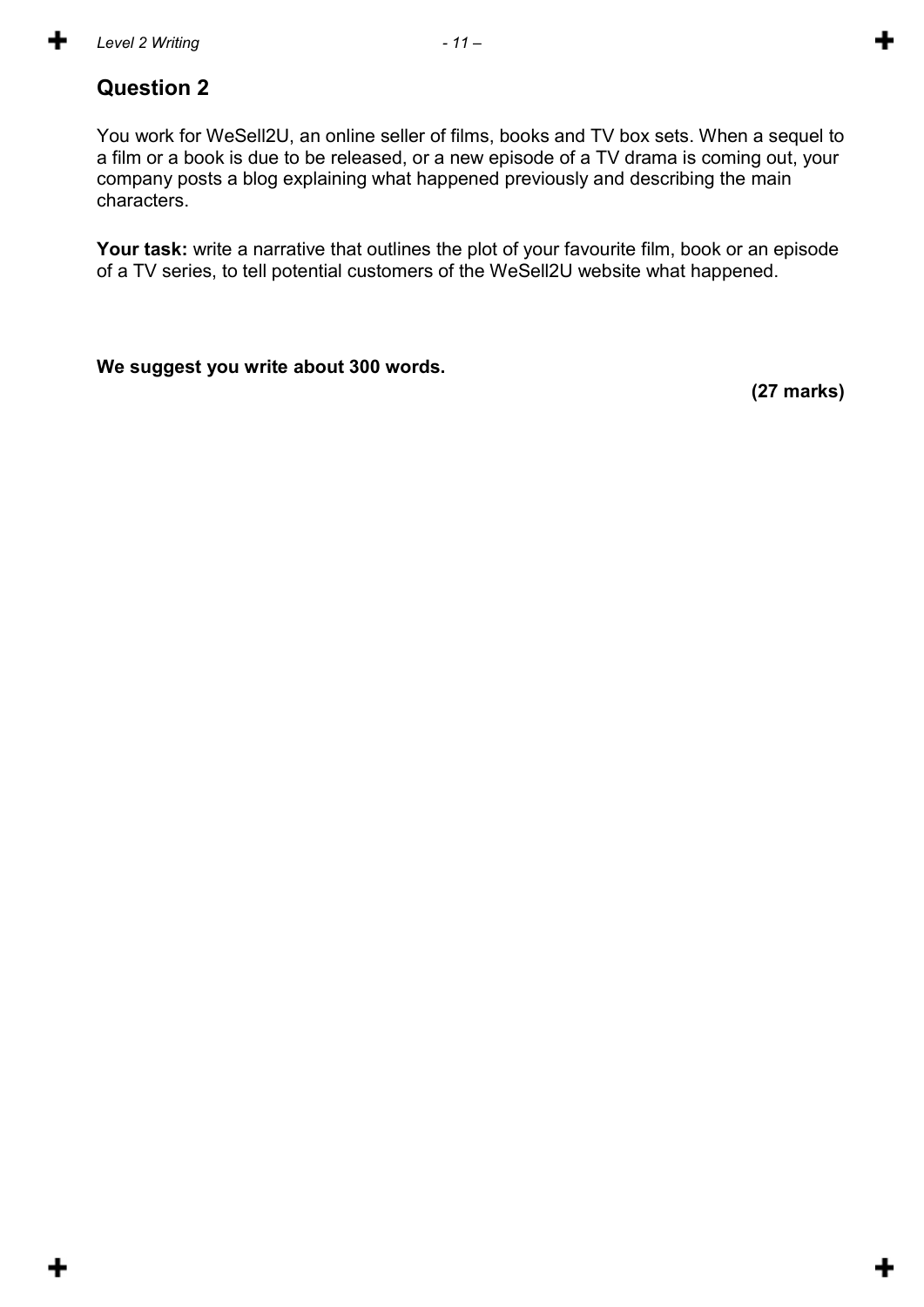## Question 2

You work for WeSell2U, an online seller of films, books and TV box sets. When a sequel to a film or a book is due to be released, or a new episode of a TV drama is coming out, your company posts a blog explaining what happened previously and describing the main characters.

**Your task:** write a narrative that outlines the plot of your favourite film, book or an episode of a TV series, to tell potential customers of the WeSell2U website what happened.

**We suggest you write about 300 words.**

**(27 marks)**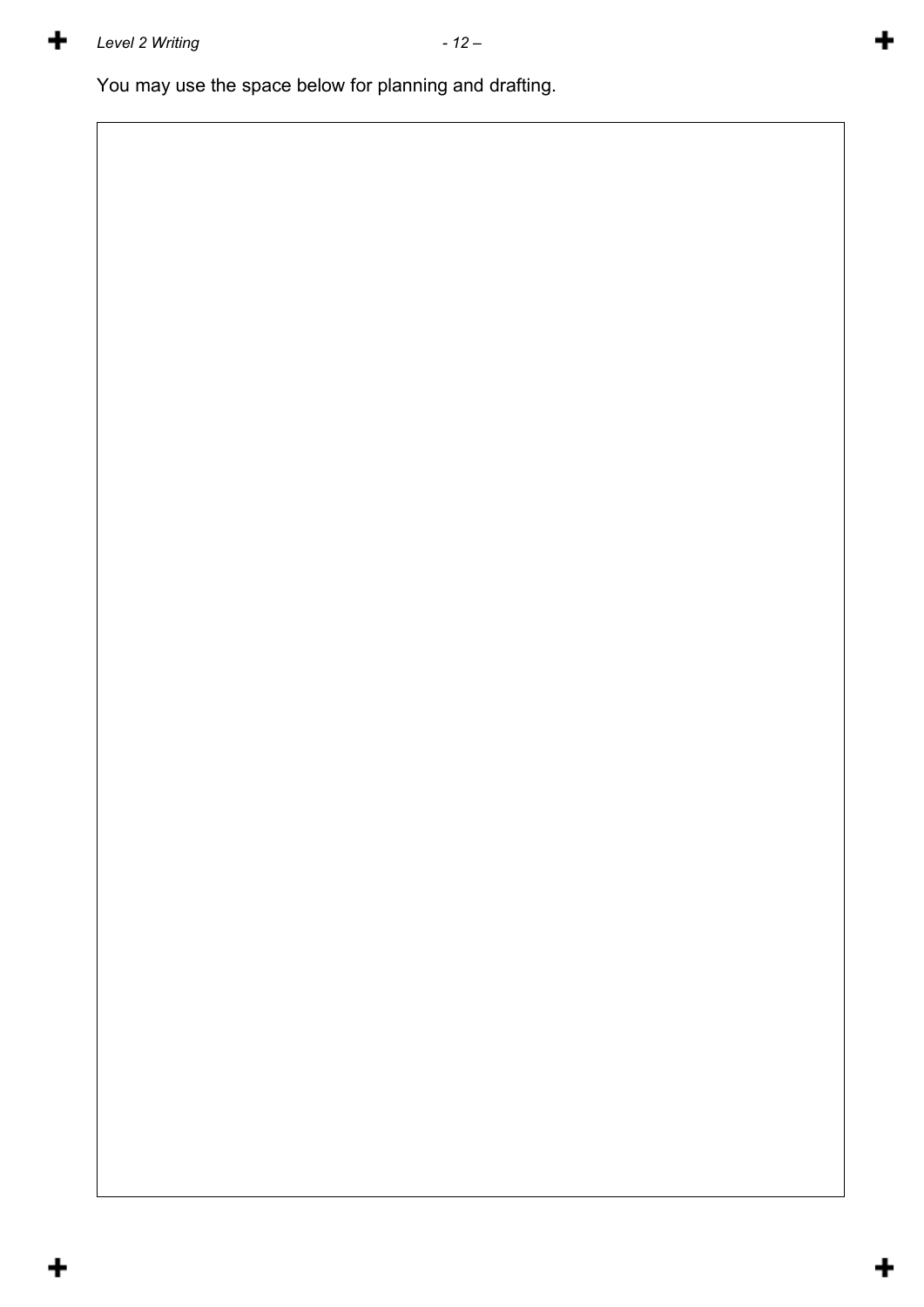You may use the space below for planning and drafting.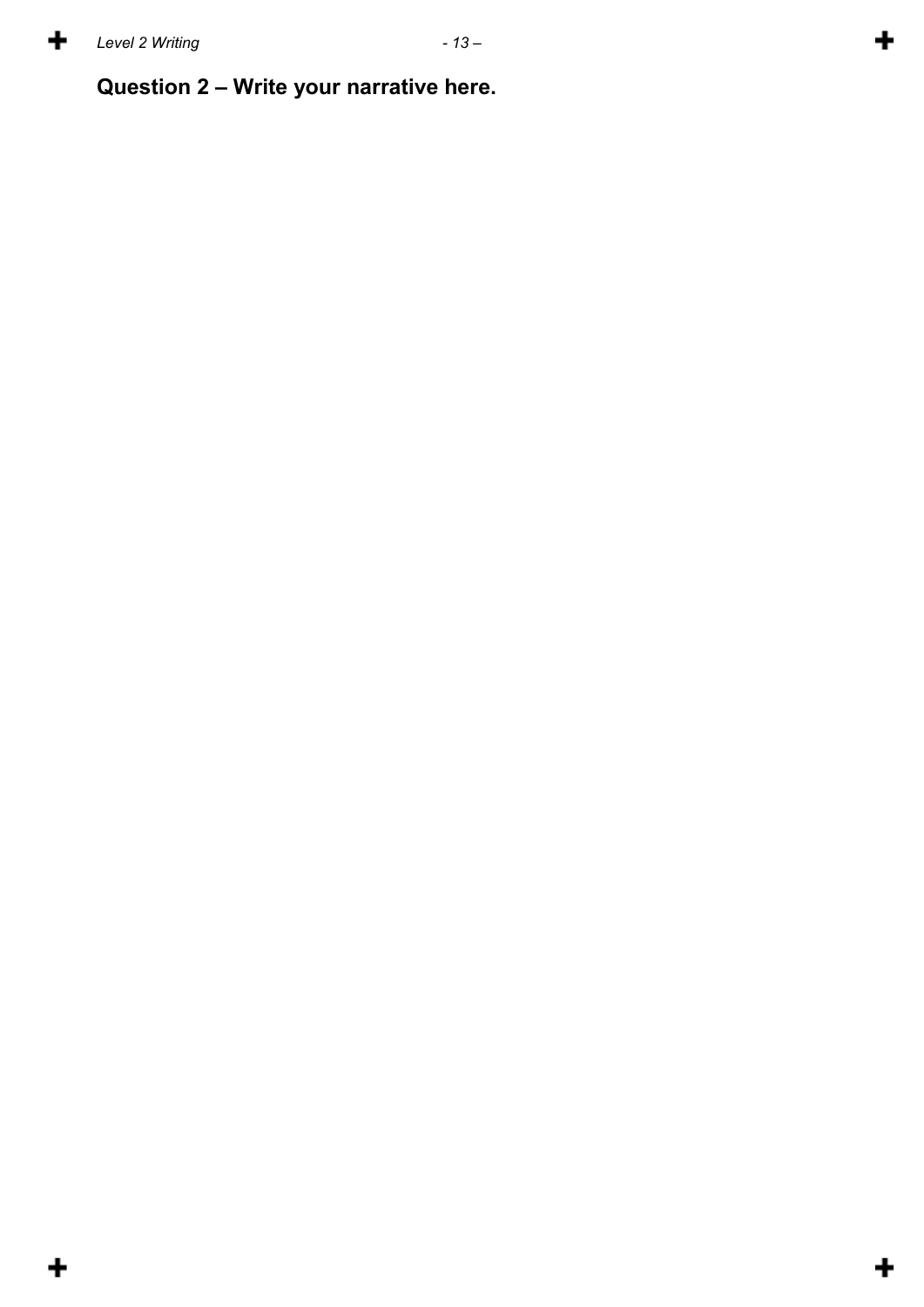**Question 2 – Write your narrative here.**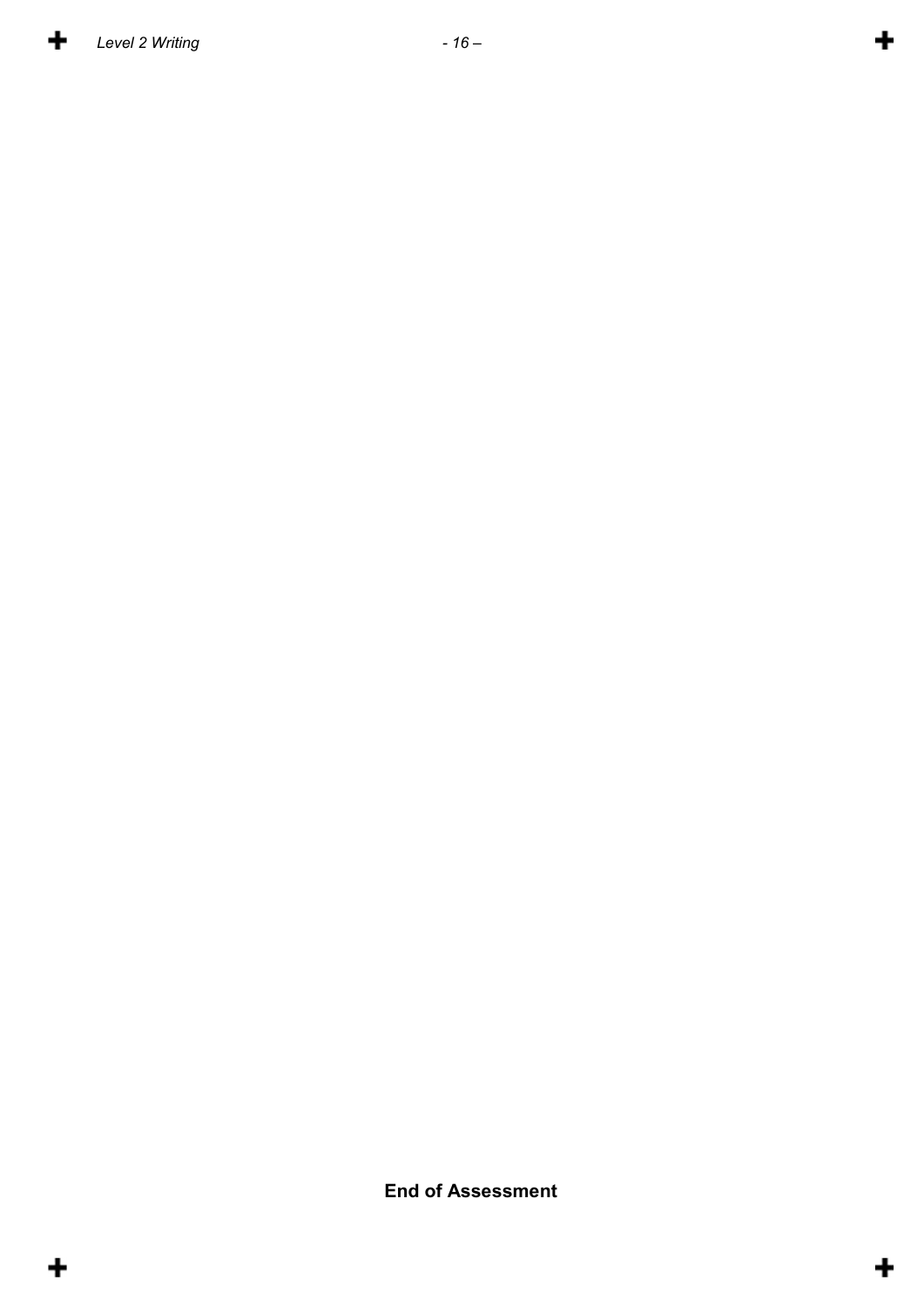**End of Assessment**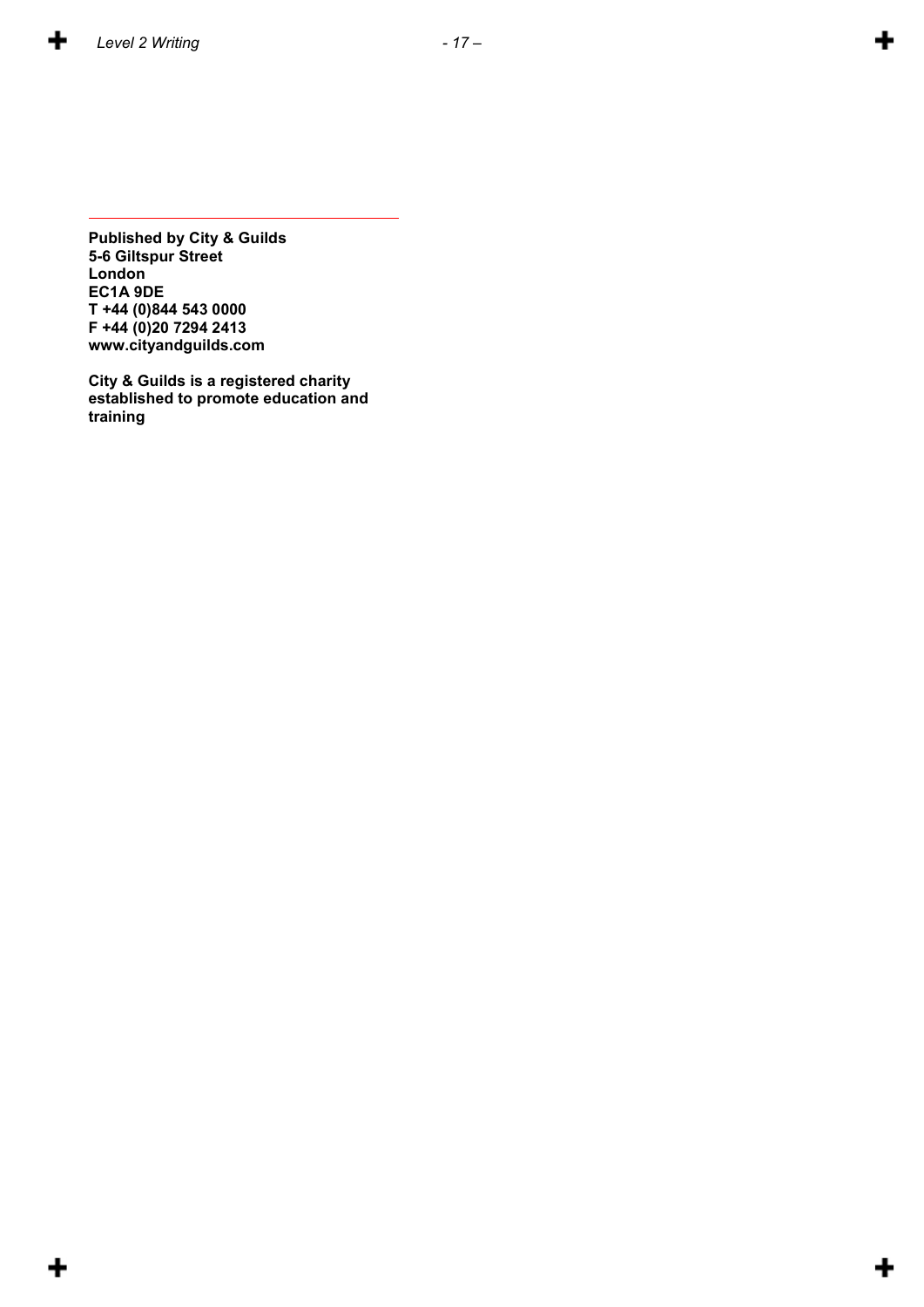---

**Published by City & Guilds**
**5-6 Giltspur Street**
**London**
**EC1A 9DE**
**T +44 (0)844 543 0000**
**F +44 (0)20 7294 2413**
**www.cityandguilds.com**

**City & Guilds is a registered charity established to promote education and training**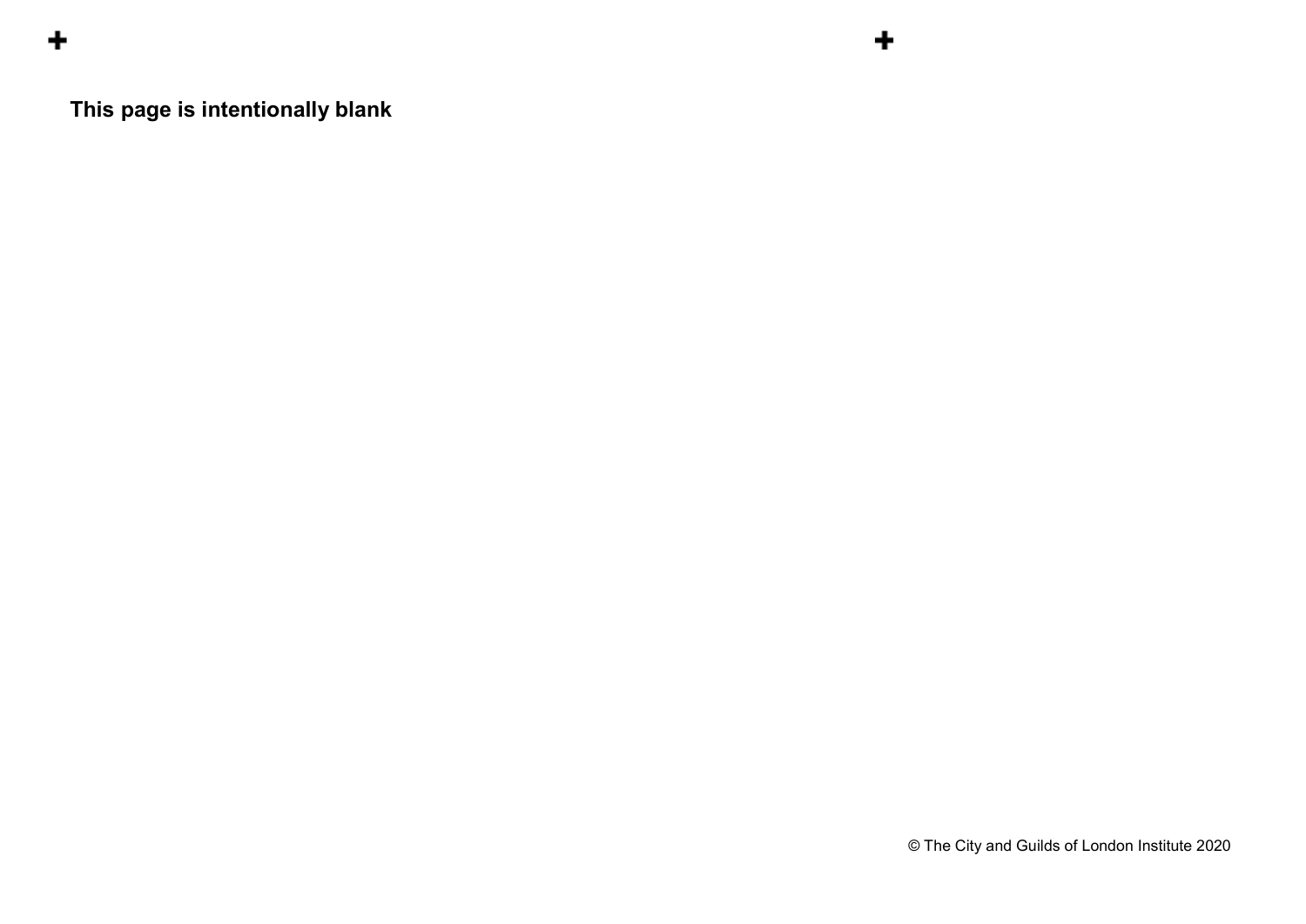**This page is intentionally blank**

© The City and Guilds of London Institute 2020